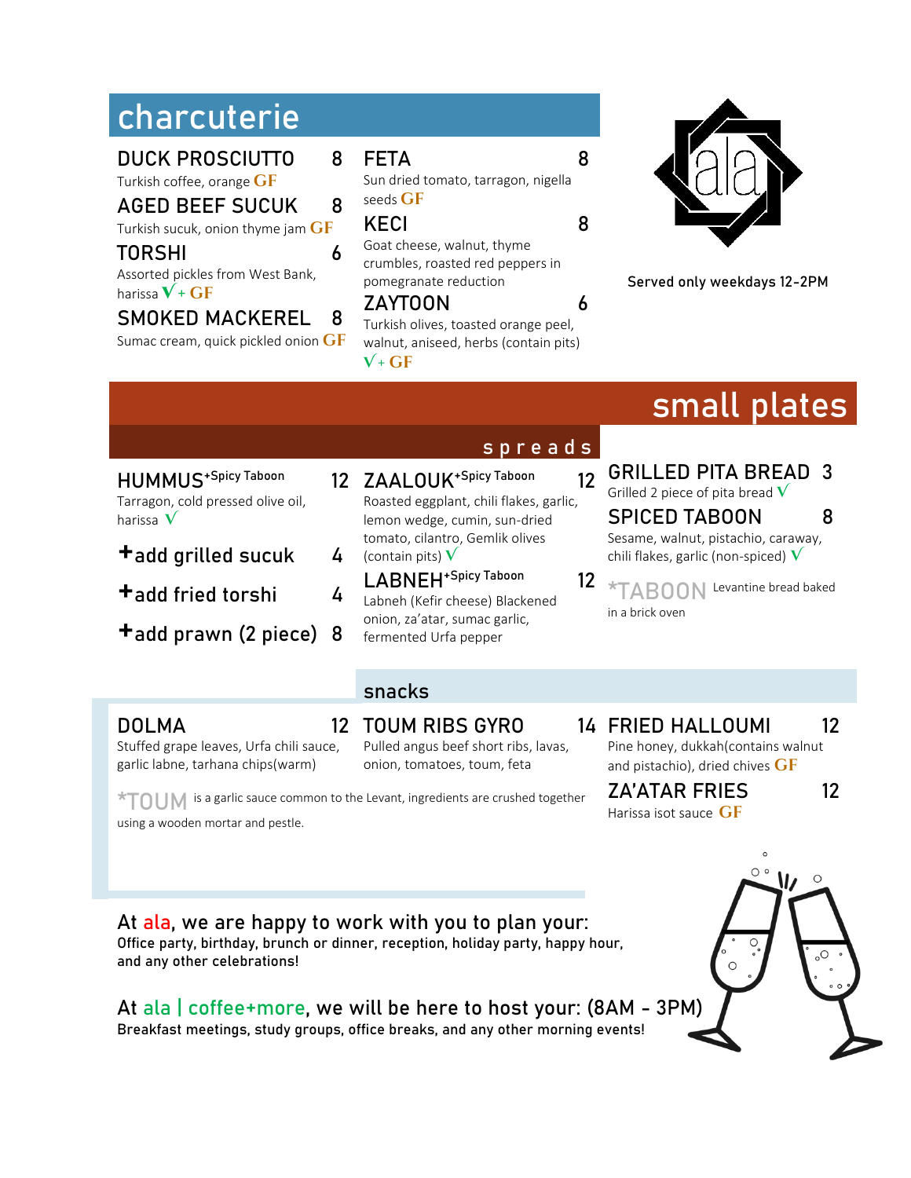## charcuterie

**DUCK PROSCIUTTO** 8
Turkish coffee, orange GF

**AGED BEEF SUCUK** 8
Turkish sucuk, onion thyme jam GF

**TORSHI** 6
Assorted pickles from West Bank, harissa V + GF

**SMOKED MACKEREL** 8
Sumac cream, quick pickled onion GF

**FETA** 8
Sun dried tomato, tarragon, nigella seeds GF

**KECI** 8
Goat cheese, walnut, thyme crumbles, roasted red peppers in pomegranate reduction

**ZAYTOON** 6
Turkish olives, toasted orange peel, walnut, aniseed, herbs (contain pits)
V + GF

ala

Served only weekdays 12-2PM

## small plates

### spreads

**HUMMUS** +Spicy Taboon 12
Tarragon, cold pressed olive oil, harissa V

**+add grilled sucuk** 4

**+add fried torshi** 4

**+add prawn (2 piece)** 8

**ZAALOUK** +Spicy Taboon 12
Roasted eggplant, chili flakes, garlic, lemon wedge, cumin, sun-dried tomato, cilantro, Gemlik olives (contain pits) V

**LABNEH** +Spicy Taboon 12
Labneh (Kefir cheese) Blackened onion, za'atar, sumac garlic, fermented Urfa pepper

**GRILLED PITA BREAD** 3
Grilled 2 piece of pita bread V

**SPICED TABOON** 8
Sesame, walnut, pistachio, caraway, chili flakes, garlic (non-spiced) V

*TABOON Levantine bread baked in a brick oven

### snacks

**DOLMA** 12
Stuffed grape leaves, Urfa chili sauce, garlic labne, tarhana chips(warm)

**TOUM RIBS GYRO** 14
Pulled angus beef short ribs, lavas, onion, tomatoes, toum, feta

*TOUM is a garlic sauce common to the Levant, ingredients are crushed together using a wooden mortar and pestle.

**FRIED HALLOUMI** 12
Pine honey, dukkah(contains walnut and pistachio), dried chives GF

**ZA'ATAR FRIES** 12
Harissa isot sauce GF

At ala, we are happy to work with you to plan your:
Office party, birthday, brunch or dinner, reception, holiday party, happy hour, and any other celebrations!

At ala | coffee+more, we will be here to host your: (8AM - 3PM)
Breakfast meetings, study groups, office breaks, and any other morning events!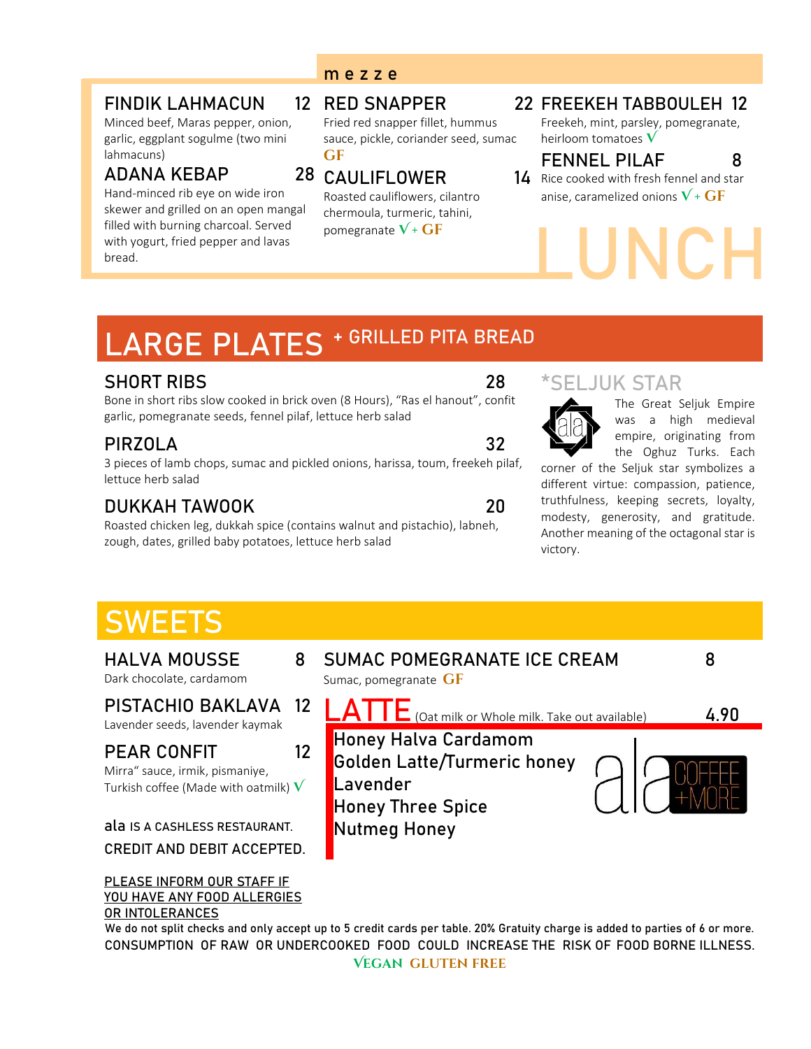## mezze

**FINDIK LAHMACUN** 12
Minced beef, Maras pepper, onion, garlic, eggplant sogulme (two mini lahmacuns)

**ADANA KEBAP** 28
Hand-minced rib eye on wide iron skewer and grilled on an open mangal filled with burning charcoal. Served with yogurt, fried pepper and lavas bread.

**RED SNAPPER** 22
Fried red snapper fillet, hummus sauce, pickle, coriander seed, sumac GF

**CAULIFLOWER** 14
Roasted cauliflowers, cilantro chermoula, turmeric, tahini, pomegranate V + GF

**FREEKEH TABBOULEH** 12
Freekeh, mint, parsley, pomegranate, heirloom tomatoes V

**FENNEL PILAF** 8
Rice cooked with fresh fennel and star anise, caramelized onions V + GF

# LUNCH

## LARGE PLATES + GRILLED PITA BREAD

**SHORT RIBS** 28
Bone in short ribs slow cooked in brick oven (8 Hours), "Ras el hanout", confit garlic, pomegranate seeds, fennel pilaf, lettuce herb salad

**PIRZOLA** 32
3 pieces of lamb chops, sumac and pickled onions, harissa, toum, freekeh pilaf, lettuce herb salad

**DUKKAH TAWOOK** 20
Roasted chicken leg, dukkah spice (contains walnut and pistachio), labneh, zough, dates, grilled baby potatoes, lettuce herb salad

### *SELJUK STAR

The Great Seljuk Empire was a high medieval empire, originating from the Oghuz Turks. Each corner of the Seljuk star symbolizes a different virtue: compassion, patience, truthfulness, keeping secrets, loyalty, modesty, generosity, and gratitude. Another meaning of the octagonal star is victory.

## SWEETS

**HALVA MOUSSE** 8
Dark chocolate, cardamom

**PISTACHIO BAKLAVA** 12
Lavender seeds, lavender kaymak

**PEAR CONFIT** 12
Mirra" sauce, irmik, pismaniye, Turkish coffee (Made with oatmilk) V

**SUMAC POMEGRANATE ICE CREAM** 8
Sumac, pomegranate GF

### LATTE (Oat milk or Whole milk. Take out available) 4.90

- Honey Halva Cardamom
- Golden Latte/Turmeric honey
- Lavender
- Honey Three Spice
- Nutmeg Honey

ala COFFEE +MORE

ala IS A CASHLESS RESTAURANT.
CREDIT AND DEBIT ACCEPTED.

PLEASE INFORM OUR STAFF IF YOU HAVE ANY FOOD ALLERGIES OR INTOLERANCES

We do not split checks and only accept up to 5 credit cards per table. 20% Gratuity charge is added to parties of 6 or more.
CONSUMPTION OF RAW OR UNDERCOOKED FOOD COULD INCREASE THE RISK OF FOOD BORNE ILLNESS.

V = VEGAN GF = GLUTEN FREE